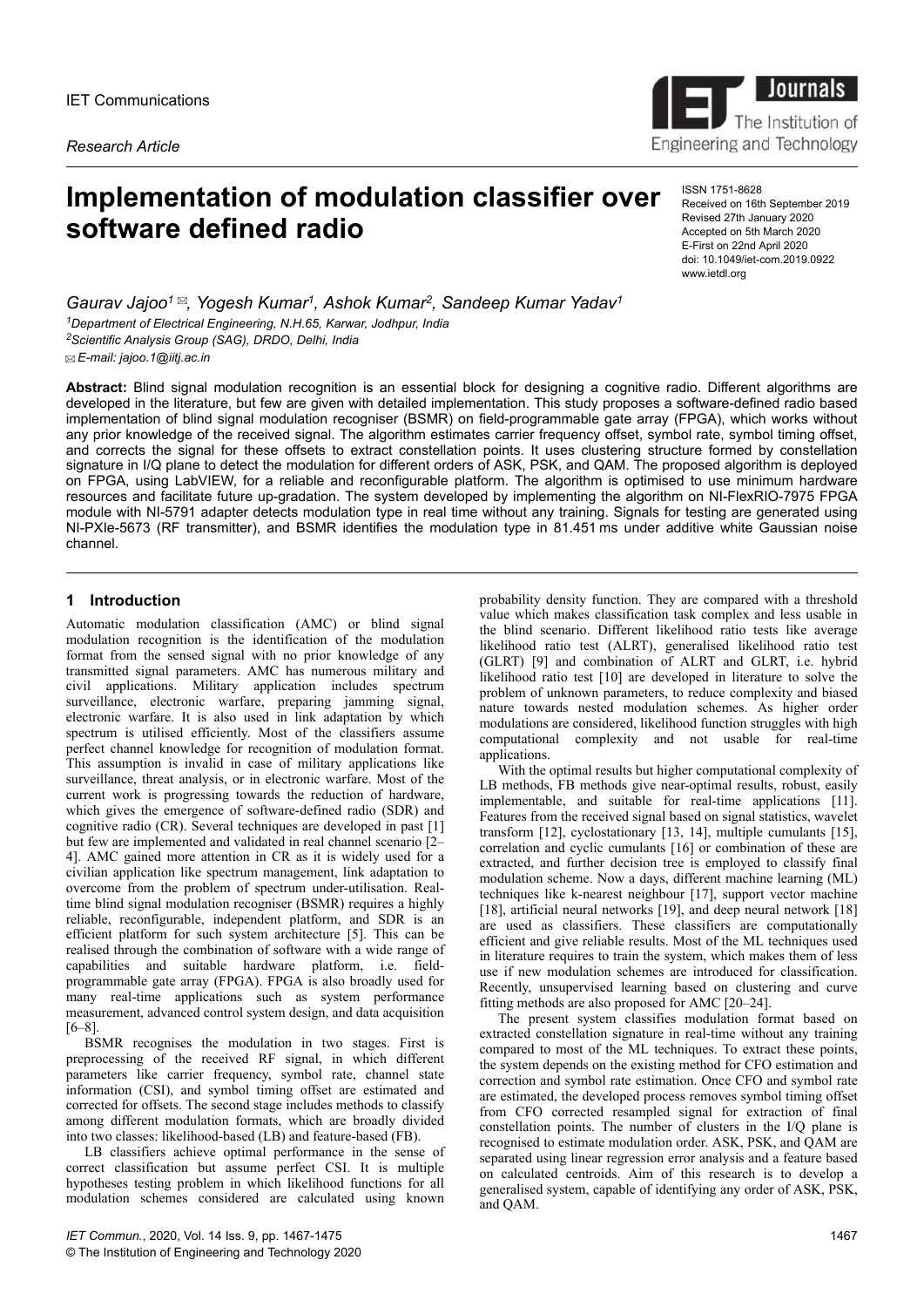IET Communications

*Research Article*

# Implementation of modulation classifier over software defined radio

ISSN 1751-8628
Received on 16th September 2019
Revised 27th January 2020
Accepted on 5th March 2020
E-First on 22nd April 2020
doi: 10.1049/iet-com.2019.0922
www.ietdl.org

*Gaurav Jajoo*[1] ✉, *Yogesh Kumar*[1], *Ashok Kumar*[2], *Sandeep Kumar Yadav*[1]

[1]*Department of Electrical Engineering, N.H.65, Karwar, Jodhpur, India*
[2]*Scientific Analysis Group (SAG), DRDO, Delhi, India*
✉ *E-mail: jajoo.1@iitj.ac.in*

**Abstract:** Blind signal modulation recognition is an essential block for designing a cognitive radio. Different algorithms are developed in the literature, but few are given with detailed implementation. This study proposes a software-defined radio based implementation of blind signal modulation recogniser (BSMR) on field-programmable gate array (FPGA), which works without any prior knowledge of the received signal. The algorithm estimates carrier frequency offset, symbol rate, symbol timing offset, and corrects the signal for these offsets to extract constellation points. It uses clustering structure formed by constellation signature in I/Q plane to detect the modulation for different orders of ASK, PSK, and QAM. The proposed algorithm is deployed on FPGA, using LabVIEW, for a reliable and reconfigurable platform. The algorithm is optimised to use minimum hardware resources and facilitate future up-gradation. The system developed by implementing the algorithm on NI-FlexRIO-7975 FPGA module with NI-5791 adapter detects modulation type in real time without any training. Signals for testing are generated using NI-PXIe-5673 (RF transmitter), and BSMR identifies the modulation type in 81.451 ms under additive white Gaussian noise channel.

## 1 Introduction

Automatic modulation classification (AMC) or blind signal modulation recognition is the identification of the modulation format from the sensed signal with no prior knowledge of any transmitted signal parameters. AMC has numerous military and civil applications. Military application includes spectrum surveillance, electronic warfare, preparing jamming signal, electronic warfare. It is also used in link adaptation by which spectrum is utilised efficiently. Most of the classifiers assume perfect channel knowledge for recognition of modulation format. This assumption is invalid in case of military applications like surveillance, threat analysis, or in electronic warfare. Most of the current work is progressing towards the reduction of hardware, which gives the emergence of software-defined radio (SDR) and cognitive radio (CR). Several techniques are developed in past [1] but few are implemented and validated in real channel scenario [2–4]. AMC gained more attention in CR as it is widely used for a civilian application like spectrum management, link adaptation to overcome from the problem of spectrum under-utilisation. Real-time blind signal modulation recogniser (BSMR) requires a highly reliable, reconfigurable, independent platform, and SDR is an efficient platform for such system architecture [5]. This can be realised through the combination of software with a wide range of capabilities and suitable hardware platform, i.e. field-programmable gate array (FPGA). FPGA is also broadly used for many real-time applications such as system performance measurement, advanced control system design, and data acquisition [6–8].

BSMR recognises the modulation in two stages. First is preprocessing of the received RF signal, in which different parameters like carrier frequency, symbol rate, channel state information (CSI), and symbol timing offset are estimated and corrected for offsets. The second stage includes methods to classify among different modulation formats, which are broadly divided into two classes: likelihood-based (LB) and feature-based (FB).

LB classifiers achieve optimal performance in the sense of correct classification but assume perfect CSI. It is multiple hypotheses testing problem in which likelihood functions for all modulation schemes considered are calculated using known probability density function. They are compared with a threshold value which makes classification task complex and less usable in the blind scenario. Different likelihood ratio tests like average likelihood ratio test (ALRT), generalised likelihood ratio test (GLRT) [9] and combination of ALRT and GLRT, i.e. hybrid likelihood ratio test [10] are developed in literature to solve the problem of unknown parameters, to reduce complexity and biased nature towards nested modulation schemes. As higher order modulations are considered, likelihood function struggles with high computational complexity and not usable for real-time applications.

With the optimal results but higher computational complexity of LB methods, FB methods give near-optimal results, robust, easily implementable, and suitable for real-time applications [11]. Features from the received signal based on signal statistics, wavelet transform [12], cyclostationary [13, 14], multiple cumulants [15], correlation and cyclic cumulants [16] or combination of these are extracted, and further decision tree is employed to classify final modulation scheme. Now a days, different machine learning (ML) techniques like k-nearest neighbour [17], support vector machine [18], artificial neural networks [19], and deep neural network [18] are used as classifiers. These classifiers are computationally efficient and give reliable results. Most of the ML techniques used in literature requires to train the system, which makes them of less use if new modulation schemes are introduced for classification. Recently, unsupervised learning based on clustering and curve fitting methods are also proposed for AMC [20–24].

The present system classifies modulation format based on extracted constellation signature in real-time without any training compared to most of the ML techniques. To extract these points, the system depends on the existing method for CFO estimation and correction and symbol rate estimation. Once CFO and symbol rate are estimated, the developed process removes symbol timing offset from CFO corrected resampled signal for extraction of final constellation points. The number of clusters in the I/Q plane is recognised to estimate modulation order. ASK, PSK, and QAM are separated using linear regression error analysis and a feature based on calculated centroids. Aim of this research is to develop a generalised system, capable of identifying any order of ASK, PSK, and QAM.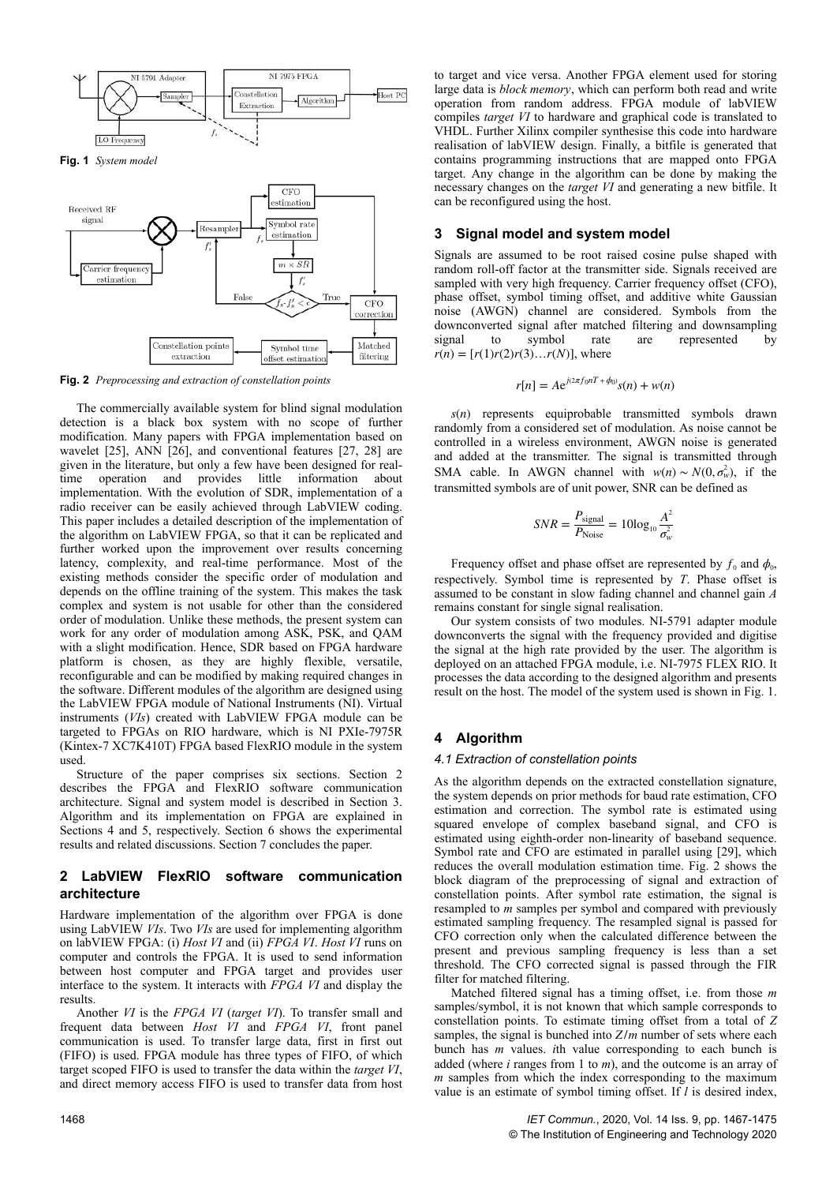**Fig. 1** *System model*

**Fig. 2** *Preprocessing and extraction of constellation points*

The commercially available system for blind signal modulation detection is a black box system with no scope of further modification. Many papers with FPGA implementation based on wavelet [25], ANN [26], and conventional features [27, 28] are given in the literature, but only a few have been designed for real-time operation and provides little information about implementation. With the evolution of SDR, implementation of a radio receiver can be easily achieved through LabVIEW coding. This paper includes a detailed description of the implementation of the algorithm on LabVIEW FPGA, so that it can be replicated and further worked upon the improvement over results concerning latency, complexity, and real-time performance. Most of the existing methods consider the specific order of modulation and depends on the offline training of the system. This makes the task complex and system is not usable for other than the considered order of modulation. Unlike these methods, the present system can work for any order of modulation among ASK, PSK, and QAM with a slight modification. Hence, SDR based on FPGA hardware platform is chosen, as they are highly flexible, versatile, reconfigurable and can be modified by making required changes in the software. Different modules of the algorithm are designed using the LabVIEW FPGA module of National Instruments (NI). Virtual instruments (*VIs*) created with LabVIEW FPGA module can be targeted to FPGAs on RIO hardware, which is NI PXIe-7975R (Kintex-7 XC7K410T) FPGA based FlexRIO module in the system used.

Structure of the paper comprises six sections. Section 2 describes the FPGA and FlexRIO software communication architecture. Signal and system model is described in Section 3. Algorithm and its implementation on FPGA are explained in Sections 4 and 5, respectively. Section 6 shows the experimental results and related discussions. Section 7 concludes the paper.

## 2 LabVIEW FlexRIO software communication architecture

Hardware implementation of the algorithm over FPGA is done using LabVIEW *VIs*. Two *VIs* are used for implementing algorithm on labVIEW FPGA: (i) *Host VI* and (ii) *FPGA VI*. *Host VI* runs on computer and controls the FPGA. It is used to send information between host computer and FPGA target and provides user interface to the system. It interacts with *FPGA VI* and display the results.

Another *VI* is the *FPGA VI* (*target VI*). To transfer small and frequent data between *Host VI* and *FPGA VI*, front panel communication is used. To transfer large data, first in first out (FIFO) is used. FPGA module has three types of FIFO, of which target scoped FIFO is used to transfer the data within the *target VI*, and direct memory access FIFO is used to transfer data from host to target and vice versa. Another FPGA element used for storing large data is *block memory*, which can perform both read and write operation from random address. FPGA module of labVIEW compiles *target VI* to hardware and graphical code is translated to VHDL. Further Xilinx compiler synthesise this code into hardware realisation of labVIEW design. Finally, a bitfile is generated that contains programming instructions that are mapped onto FPGA target. Any change in the algorithm can be done by making the necessary changes on the *target VI* and generating a new bitfile. It can be reconfigured using the host.

## 3 Signal model and system model

Signals are assumed to be root raised cosine pulse shaped with random roll-off factor at the transmitter side. Signals received are sampled with very high frequency. Carrier frequency offset (CFO), phase offset, symbol timing offset, and additive white Gaussian noise (AWGN) channel are considered. Symbols from the downconverted signal after matched filtering and downsampling signal to symbol rate are represented by $r(n) = [r(1)r(2)r(3)\ldots r(N)]$, where

$$r[n] = Ae^{j(2\pi f_0 nT + \phi_0)}s(n) + w(n)$$

$s(n)$ represents equiprobable transmitted symbols drawn randomly from a considered set of modulation. As noise cannot be controlled in a wireless environment, AWGN noise is generated and added at the transmitter. The signal is transmitted through SMA cable. In AWGN channel with $w(n) \sim N(0, \sigma_w^2)$, if the transmitted symbols are of unit power, SNR can be defined as

$$SNR = \frac{P_{\text{signal}}}{P_{\text{Noise}}} = 10\log_{10}\frac{A^2}{\sigma_w^2}$$

Frequency offset and phase offset are represented by $f_0$ and $\phi_0$, respectively. Symbol time is represented by $T$. Phase offset is assumed to be constant in slow fading channel and channel gain $A$ remains constant for single signal realisation.

Our system consists of two modules. NI-5791 adapter module downconverts the signal with the frequency provided and digitise the signal at the high rate provided by the user. The algorithm is deployed on an attached FPGA module, i.e. NI-7975 FLEX RIO. It processes the data according to the designed algorithm and presents result on the host. The model of the system used is shown in Fig. 1.

## 4 Algorithm

### 4.1 Extraction of constellation points

As the algorithm depends on the extracted constellation signature, the system depends on prior methods for baud rate estimation, CFO estimation and correction. The symbol rate is estimated using squared envelope of complex baseband signal, and CFO is estimated using eighth-order non-linearity of baseband sequence. Symbol rate and CFO are estimated in parallel using [29], which reduces the overall modulation estimation time. Fig. 2 shows the block diagram of the preprocessing of signal and extraction of constellation points. After symbol rate estimation, the signal is resampled to $m$ samples per symbol and compared with previously estimated sampling frequency. The resampled signal is passed for CFO correction only when the calculated difference between the present and previous sampling frequency is less than a set threshold. The CFO corrected signal is passed through the FIR filter for matched filtering.

Matched filtered signal has a timing offset, i.e. from those $m$ samples/symbol, it is not known that which sample corresponds to constellation points. To estimate timing offset from a total of $Z$ samples, the signal is bunched into $Z/m$ number of sets where each bunch has $m$ values. $i$th value corresponding to each bunch is added (where $i$ ranges from 1 to $m$), and the outcome is an array of $m$ samples from which the index corresponding to the maximum value is an estimate of symbol timing offset. If $l$ is desired index,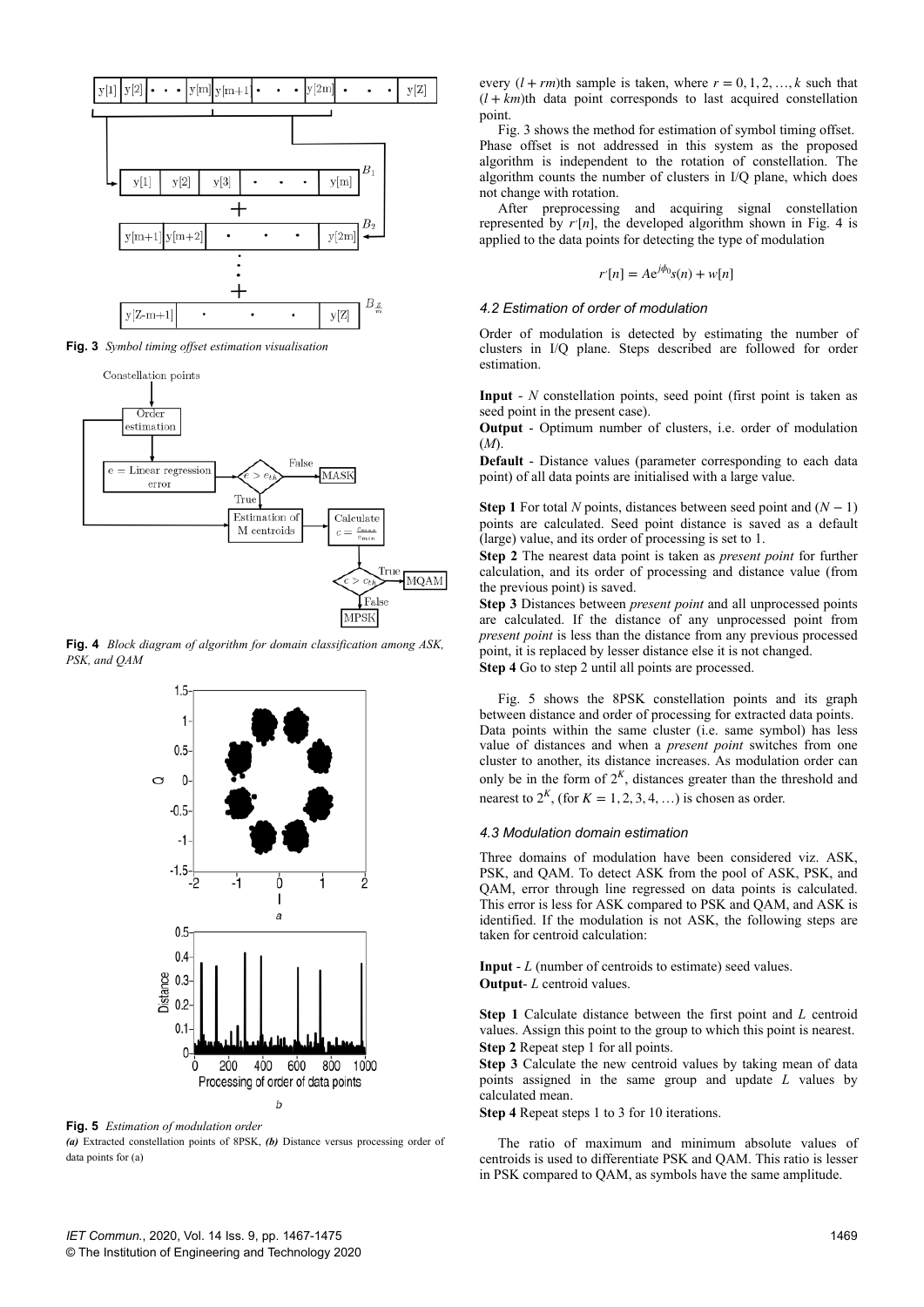**Fig. 3** *Symbol timing offset estimation visualisation*

**Fig. 4** *Block diagram of algorithm for domain classification among ASK, PSK, and QAM*

**Fig. 5** *Estimation of modulation order*
***(a)*** Extracted constellation points of 8PSK, ***(b)*** Distance versus processing order of data points for (a)

every $(l + rm)$th sample is taken, where $r = 0, 1, 2, \ldots, k$ such that $(l + km)$th data point corresponds to last acquired constellation point.

Fig. 3 shows the method for estimation of symbol timing offset. Phase offset is not addressed in this system as the proposed algorithm is independent to the rotation of constellation. The algorithm counts the number of clusters in I/Q plane, which does not change with rotation.

After preprocessing and acquiring signal constellation represented by $r'[n]$, the developed algorithm shown in Fig. 4 is applied to the data points for detecting the type of modulation

$$r'[n] = Ae^{j\phi_0}s(n) + w[n]$$

### 4.2 Estimation of order of modulation

Order of modulation is detected by estimating the number of clusters in I/Q plane. Steps described are followed for order estimation.

**Input** - $N$ constellation points, seed point (first point is taken as seed point in the present case).

**Output** - Optimum number of clusters, i.e. order of modulation ($M$).

**Default** - Distance values (parameter corresponding to each data point) of all data points are initialised with a large value.

**Step 1** For total $N$ points, distances between seed point and $(N - 1)$ points are calculated. Seed point distance is saved as a default (large) value, and its order of processing is set to 1.

**Step 2** The nearest data point is taken as *present point* for further calculation, and its order of processing and distance value (from the previous point) is saved.

**Step 3** Distances between *present point* and all unprocessed points are calculated. If the distance of any unprocessed point from *present point* is less than the distance from any previous processed point, it is replaced by lesser distance else it is not changed.

**Step 4** Go to step 2 until all points are processed.

Fig. 5 shows the 8PSK constellation points and its graph between distance and order of processing for extracted data points. Data points within the same cluster (i.e. same symbol) has less value of distances and when a *present point* switches from one cluster to another, its distance increases. As modulation order can only be in the form of $2^K$, distances greater than the threshold and nearest to $2^K$, (for $K = 1, 2, 3, 4, \ldots$) is chosen as order.

### 4.3 Modulation domain estimation

Three domains of modulation have been considered viz. ASK, PSK, and QAM. To detect ASK from the pool of ASK, PSK, and QAM, error through line regressed on data points is calculated. This error is less for ASK compared to PSK and QAM, and ASK is identified. If the modulation is not ASK, the following steps are taken for centroid calculation:

**Input** - $L$ (number of centroids to estimate) seed values.

**Output**- $L$ centroid values.

**Step 1** Calculate distance between the first point and $L$ centroid values. Assign this point to the group to which this point is nearest.

**Step 2** Repeat step 1 for all points.

**Step 3** Calculate the new centroid values by taking mean of data points assigned in the same group and update $L$ values by calculated mean.

**Step 4** Repeat steps 1 to 3 for 10 iterations.

The ratio of maximum and minimum absolute values of centroids is used to differentiate PSK and QAM. This ratio is lesser in PSK compared to QAM, as symbols have the same amplitude.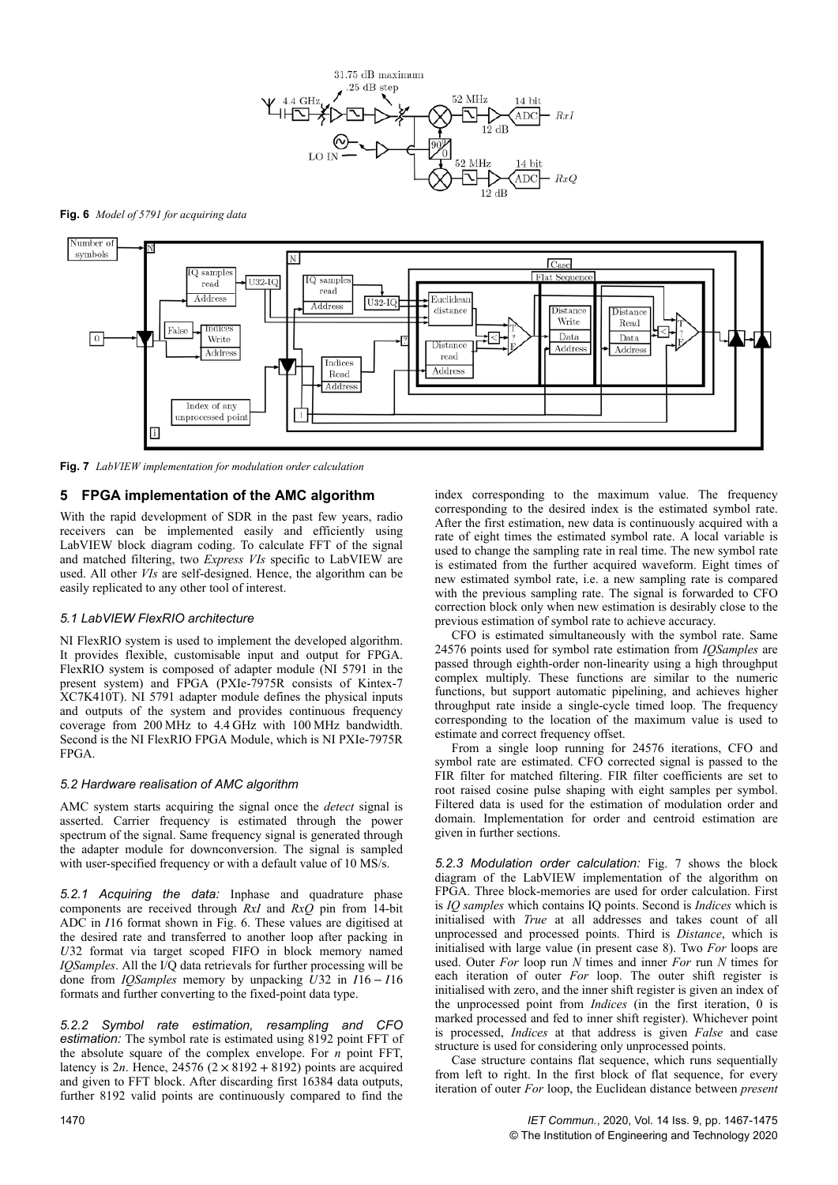**Fig. 6** *Model of 5791 for acquiring data*

**Fig. 7** *LabVIEW implementation for modulation order calculation*

## 5 FPGA implementation of the AMC algorithm

With the rapid development of SDR in the past few years, radio receivers can be implemented easily and efficiently using LabVIEW block diagram coding. To calculate FFT of the signal and matched filtering, two *Express VIs* specific to LabVIEW are used. All other *VIs* are self-designed. Hence, the algorithm can be easily replicated to any other tool of interest.

### 5.1 LabVIEW FlexRIO architecture

NI FlexRIO system is used to implement the developed algorithm. It provides flexible, customisable input and output for FPGA. FlexRIO system is composed of adapter module (NI 5791 in the present system) and FPGA (PXIe-7975R consists of Kintex-7 XC7K410T). NI 5791 adapter module defines the physical inputs and outputs of the system and provides continuous frequency coverage from 200 MHz to 4.4 GHz with 100 MHz bandwidth. Second is the NI FlexRIO FPGA Module, which is NI PXIe-7975R FPGA.

### 5.2 Hardware realisation of AMC algorithm

AMC system starts acquiring the signal once the *detect* signal is asserted. Carrier frequency is estimated through the power spectrum of the signal. Same frequency signal is generated through the adapter module for downconversion. The signal is sampled with user-specified frequency or with a default value of 10 MS/s.

*5.2.1 Acquiring the data:* Inphase and quadrature phase components are received through *RxI* and *RxQ* pin from 14-bit ADC in $I16$ format shown in Fig. 6. These values are digitised at the desired rate and transferred to another loop after packing in $U32$ format via target scoped FIFO in block memory named *IQSamples*. All the I/Q data retrievals for further processing will be done from *IQSamples* memory by unpacking $U32$ in $I16-I16$ formats and further converting to the fixed-point data type.

*5.2.2 Symbol rate estimation, resampling and CFO estimation:* The symbol rate is estimated using 8192 point FFT of the absolute square of the complex envelope. For $n$ point FFT, latency is $2n$. Hence, 24576 $(2 \times 8192 + 8192)$ points are acquired and given to FFT block. After discarding first 16384 data outputs, further 8192 valid points are continuously compared to find the index corresponding to the maximum value. The frequency corresponding to the desired index is the estimated symbol rate. After the first estimation, new data is continuously acquired with a rate of eight times the estimated symbol rate. A local variable is used to change the sampling rate in real time. The new symbol rate is estimated from the further acquired waveform. Eight times of new estimated symbol rate, i.e. a new sampling rate is compared with the previous sampling rate. The signal is forwarded to CFO correction block only when new estimation is desirably close to the previous estimation of symbol rate to achieve accuracy.

CFO is estimated simultaneously with the symbol rate. Same 24576 points used for symbol rate estimation from *IQSamples* are passed through eighth-order non-linearity using a high throughput complex multiply. These functions are similar to the numeric functions, but support automatic pipelining, and achieves higher throughput rate inside a single-cycle timed loop. The frequency corresponding to the location of the maximum value is used to estimate and correct frequency offset.

From a single loop running for 24576 iterations, CFO and symbol rate are estimated. CFO corrected signal is passed to the FIR filter for matched filtering. FIR filter coefficients are set to root raised cosine pulse shaping with eight samples per symbol. Filtered data is used for the estimation of modulation order and domain. Implementation for order and centroid estimation are given in further sections.

*5.2.3 Modulation order calculation:* Fig. 7 shows the block diagram of the LabVIEW implementation of the algorithm on FPGA. Three block-memories are used for order calculation. First is *IQ samples* which contains IQ points. Second is *Indices* which is initialised with *True* at all addresses and takes count of all unprocessed and processed points. Third is *Distance*, which is initialised with large value (in present case 8). Two *For* loops are used. Outer *For* loop run $N$ times and inner *For* run $N$ times for each iteration of outer *For* loop. The outer shift register is initialised with zero, and the inner shift register is given an index of the unprocessed point from *Indices* (in the first iteration, 0 is marked processed and fed to inner shift register). Whichever point is processed, *Indices* at that address is given *False* and case structure is used for considering only unprocessed points.

Case structure contains flat sequence, which runs sequentially from left to right. In the first block of flat sequence, for every iteration of outer *For* loop, the Euclidean distance between *present*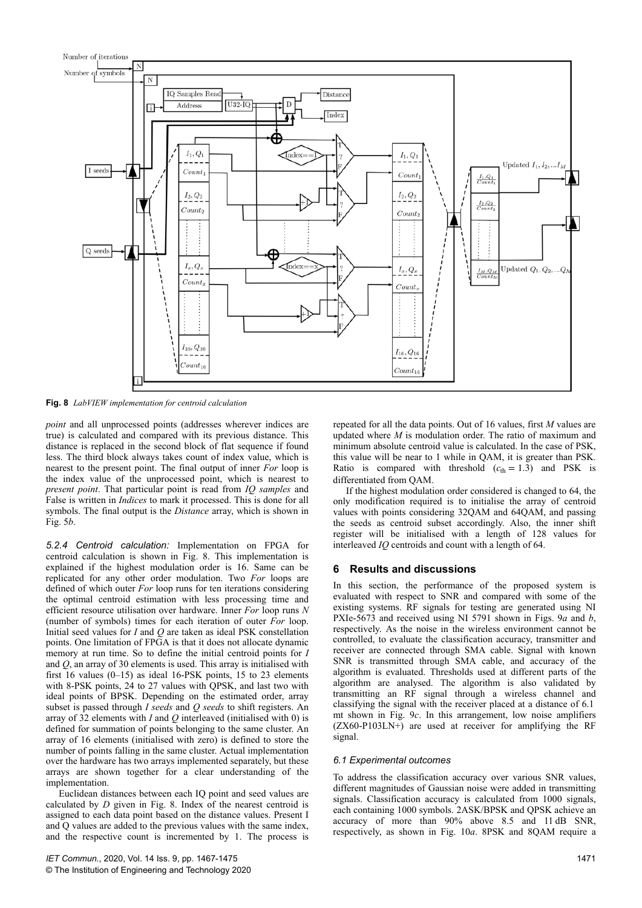**Fig. 8** *LabVIEW implementation for centroid calculation*

*point* and all unprocessed points (addresses wherever indices are true) is calculated and compared with its previous distance. This distance is replaced in the second block of flat sequence if found less. The third block always takes count of index value, which is nearest to the present point. The final output of inner *For* loop is the index value of the unprocessed point, which is nearest to *present point*. That particular point is read from *IQ samples* and False is written in *Indices* to mark it processed. This is done for all symbols. The final output is the *Distance* array, which is shown in Fig. 5*b*.

*5.2.4 Centroid calculation:* Implementation on FPGA for centroid calculation is shown in Fig. 8. This implementation is explained if the highest modulation order is 16. Same can be replicated for any other order modulation. Two *For* loops are defined of which outer *For* loop runs for ten iterations considering the optimal centroid estimation with less processing time and efficient resource utilisation over hardware. Inner *For* loop runs *N* (number of symbols) times for each iteration of outer *For* loop. Initial seed values for *I* and *Q* are taken as ideal PSK constellation points. One limitation of FPGA is that it does not allocate dynamic memory at run time. So to define the initial centroid points for *I* and *Q*, an array of 30 elements is used. This array is initialised with first 16 values (0–15) as ideal 16-PSK points, 15 to 23 elements with 8-PSK points, 24 to 27 values with QPSK, and last two with ideal points of BPSK. Depending on the estimated order, array subset is passed through *I seeds* and *Q seeds* to shift registers. An array of 32 elements with *I* and *Q* interleaved (initialised with 0) is defined for summation of points belonging to the same cluster. An array of 16 elements (initialised with zero) is defined to store the number of points falling in the same cluster. Actual implementation over the hardware has two arrays implemented separately, but these arrays are shown together for a clear understanding of the implementation.

Euclidean distances between each IQ point and seed values are calculated by *D* given in Fig. 8. Index of the nearest centroid is assigned to each data point based on the distance values. Present I and Q values are added to the previous values with the same index, and the respective count is incremented by 1. The process is repeated for all the data points. Out of 16 values, first *M* values are updated where *M* is modulation order. The ratio of maximum and minimum absolute centroid value is calculated. In the case of PSK, this value will be near to 1 while in QAM, it is greater than PSK. Ratio is compared with threshold ($c_{\text{th}} = 1.3$) and PSK is differentiated from QAM.

If the highest modulation order considered is changed to 64, the only modification required is to initialise the array of centroid values with points considering 32QAM and 64QAM, and passing the seeds as centroid subset accordingly. Also, the inner shift register will be initialised with a length of 128 values for interleaved *IQ* centroids and count with a length of 64.

## 6 Results and discussions

In this section, the performance of the proposed system is evaluated with respect to SNR and compared with some of the existing systems. RF signals for testing are generated using NI PXIe-5673 and received using NI 5791 shown in Figs. 9*a* and *b*, respectively. As the noise in the wireless environment cannot be controlled, to evaluate the classification accuracy, transmitter and receiver are connected through SMA cable. Signal with known SNR is transmitted through SMA cable, and accuracy of the algorithm is evaluated. Thresholds used at different parts of the algorithm are analysed. The algorithm is also validated by transmitting an RF signal through a wireless channel and classifying the signal with the receiver placed at a distance of 6.1 mt shown in Fig. 9*c*. In this arrangement, low noise amplifiers (ZX60-P103LN+) are used at receiver for amplifying the RF signal.

### 6.1 Experimental outcomes

To address the classification accuracy over various SNR values, different magnitudes of Gaussian noise were added in transmitting signals. Classification accuracy is calculated from 1000 signals, each containing 1000 symbols. 2ASK/BPSK and QPSK achieve an accuracy of more than 90% above 8.5 and 11 dB SNR, respectively, as shown in Fig. 10*a*. 8PSK and 8QAM require a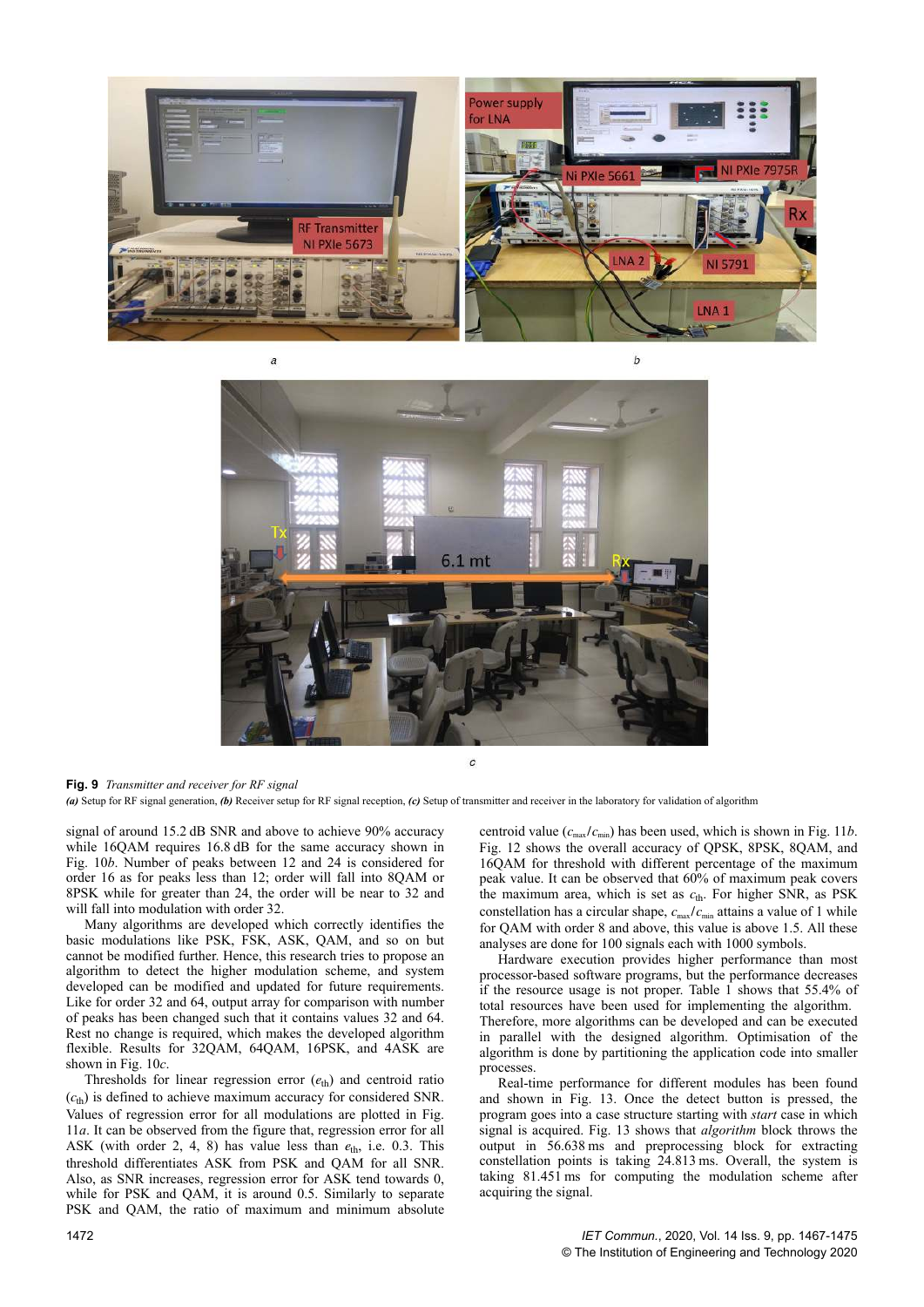**Fig. 9** *Transmitter and receiver for RF signal*
***(a)*** Setup for RF signal generation, ***(b)*** Receiver setup for RF signal reception, ***(c)*** Setup of transmitter and receiver in the laboratory for validation of algorithm

signal of around 15.2 dB SNR and above to achieve 90% accuracy while 16QAM requires 16.8 dB for the same accuracy shown in Fig. 10*b*. Number of peaks between 12 and 24 is considered for order 16 as for peaks less than 12; order will fall into 8QAM or 8PSK while for greater than 24, the order will be near to 32 and will fall into modulation with order 32.

Many algorithms are developed which correctly identifies the basic modulations like PSK, FSK, ASK, QAM, and so on but cannot be modified further. Hence, this research tries to propose an algorithm to detect the higher modulation scheme, and system developed can be modified and updated for future requirements. Like for order 32 and 64, output array for comparison with number of peaks has been changed such that it contains values 32 and 64. Rest no change is required, which makes the developed algorithm flexible. Results for 32QAM, 64QAM, 16PSK, and 4ASK are shown in Fig. 10*c*.

Thresholds for linear regression error ($e_{\text{th}}$) and centroid ratio ($c_{\text{th}}$) is defined to achieve maximum accuracy for considered SNR. Values of regression error for all modulations are plotted in Fig. 11*a*. It can be observed from the figure that, regression error for all ASK (with order 2, 4, 8) has value less than $e_{\text{th}}$, i.e. 0.3. This threshold differentiates ASK from PSK and QAM for all SNR. Also, as SNR increases, regression error for ASK tend towards 0, while for PSK and QAM, it is around 0.5. Similarly to separate PSK and QAM, the ratio of maximum and minimum absolute centroid value ($c_{\max}/c_{\min}$) has been used, which is shown in Fig. 11*b*. Fig. 12 shows the overall accuracy of QPSK, 8PSK, 8QAM, and 16QAM for threshold with different percentage of the maximum peak value. It can be observed that 60% of maximum peak covers the maximum area, which is set as $c_{\text{th}}$. For higher SNR, as PSK constellation has a circular shape, $c_{\max}/c_{\min}$ attains a value of 1 while for QAM with order 8 and above, this value is above 1.5. All these analyses are done for 100 signals each with 1000 symbols.

Hardware execution provides higher performance than most processor-based software programs, but the performance decreases if the resource usage is not proper. Table 1 shows that 55.4% of total resources have been used for implementing the algorithm. Therefore, more algorithms can be developed and can be executed in parallel with the designed algorithm. Optimisation of the algorithm is done by partitioning the application code into smaller processes.

Real-time performance for different modules has been found and shown in Fig. 13. Once the detect button is pressed, the program goes into a case structure starting with *start* case in which signal is acquired. Fig. 13 shows that *algorithm* block throws the output in 56.638 ms and preprocessing block for extracting constellation points is taking 24.813 ms. Overall, the system is taking 81.451 ms for computing the modulation scheme after acquiring the signal.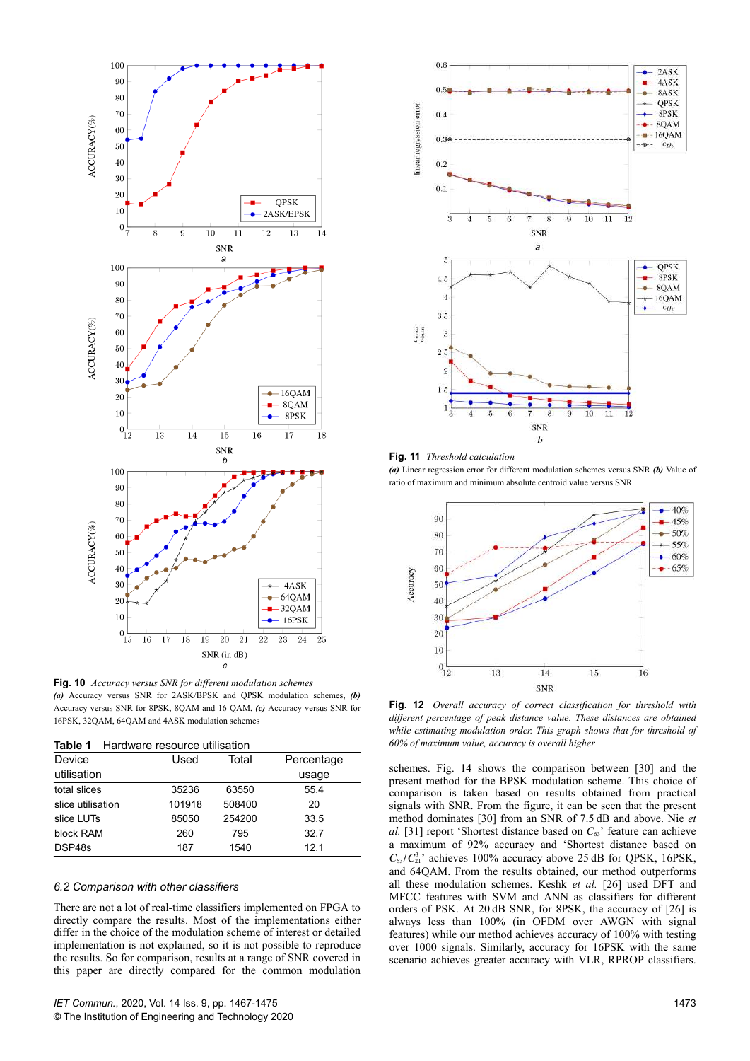**Fig. 10** *Accuracy versus SNR for different modulation schemes*
*(a)* Accuracy versus SNR for 2ASK/BPSK and QPSK modulation schemes, *(b)* Accuracy versus SNR for 8PSK, 8QAM and 16 QAM, *(c)* Accuracy versus SNR for 16PSK, 32QAM, 64QAM and 4ASK modulation schemes

**Table 1** Hardware resource utilisation

| Device utilisation | Used | Total | Percentage usage |
|---|---|---|---|
| total slices | 35236 | 63550 | 55.4 |
| slice utilisation | 101918 | 508400 | 20 |
| slice LUTs | 85050 | 254200 | 33.5 |
| block RAM | 260 | 795 | 32.7 |
| DSP48s | 187 | 1540 | 12.1 |

### 6.2 Comparison with other classifiers

There are not a lot of real-time classifiers implemented on FPGA to directly compare the results. Most of the implementations either differ in the choice of the modulation scheme of interest or detailed implementation is not explained, so it is not possible to reproduce the results. So for comparison, results at a range of SNR covered in this paper are directly compared for the common modulation schemes. Fig. 14 shows the comparison between [30] and the present method for the BPSK modulation scheme. This choice of comparison is taken based on results obtained from practical signals with SNR. From the figure, it can be seen that the present method dominates [30] from an SNR of 7.5 dB and above. Nie *et al.* [31] report 'Shortest distance based on $C_{63}$' feature can achieve a maximum of 92% accuracy and 'Shortest distance based on $C_{63}/C_{21}^3$' achieves 100% accuracy above 25 dB for QPSK, 16PSK, and 64QAM. From the results obtained, our method outperforms all these modulation schemes. Keshk *et al.* [26] used DFT and MFCC features with SVM and ANN as classifiers for different orders of PSK. At 20 dB SNR, for 8PSK, the accuracy of [26] is always less than 100% (in OFDM over AWGN with signal features) while our method achieves accuracy of 100% with testing over 1000 signals. Similarly, accuracy for 16PSK with the same scenario achieves greater accuracy with VLR, RPROP classifiers.

**Fig. 11** *Threshold calculation*
*(a)* Linear regression error for different modulation schemes versus SNR *(b)* Value of ratio of maximum and minimum absolute centroid value versus SNR

**Fig. 12** *Overall accuracy of correct classification for threshold with different percentage of peak distance value. These distances are obtained while estimating modulation order. This graph shows that for threshold of 60% of maximum value, accuracy is overall higher*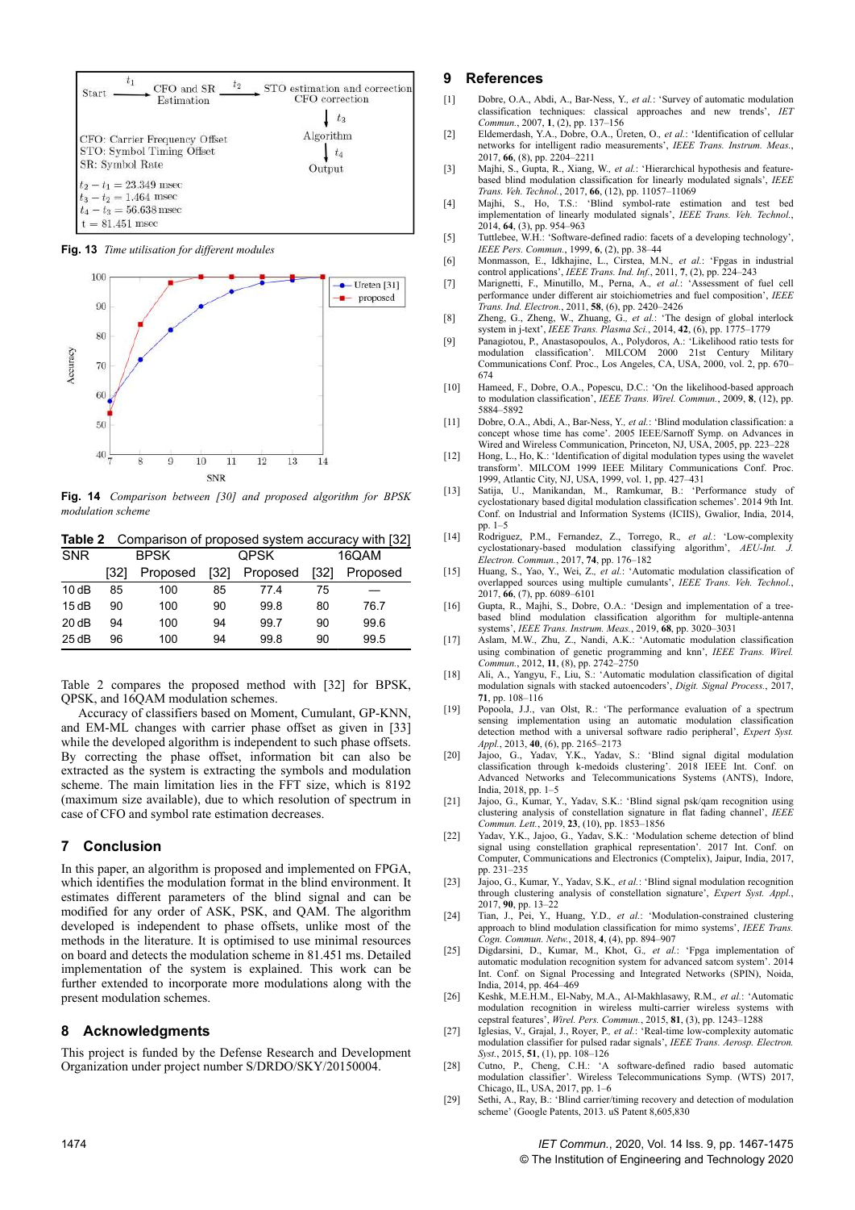Fig. 13 *Time utilisation for different modules*

Fig. 14 *Comparison between [30] and proposed algorithm for BPSK modulation scheme*

**Table 2** Comparison of proposed system accuracy with [32]

| SNR | BPSK | | QPSK | | 16QAM | |
|---|---|---|---|---|---|---|
| | [32] | Proposed | [32] | Proposed | [32] | Proposed |
| 10 dB | 85 | 100 | 85 | 77.4 | 75 | — |
| 15 dB | 90 | 100 | 90 | 99.8 | 80 | 76.7 |
| 20 dB | 94 | 100 | 94 | 99.7 | 90 | 99.6 |
| 25 dB | 96 | 100 | 94 | 99.8 | 90 | 99.5 |

Table 2 compares the proposed method with [32] for BPSK, QPSK, and 16QAM modulation schemes.

Accuracy of classifiers based on Moment, Cumulant, GP-KNN, and EM-ML changes with carrier phase offset as given in [33] while the developed algorithm is independent to such phase offsets. By correcting the phase offset, information bit can also be extracted as the system is extracting the symbols and modulation scheme. The main limitation lies in the FFT size, which is 8192 (maximum size available), due to which resolution of spectrum in case of CFO and symbol rate estimation decreases.

## 7 Conclusion

In this paper, an algorithm is proposed and implemented on FPGA, which identifies the modulation format in the blind environment. It estimates different parameters of the blind signal and can be modified for any order of ASK, PSK, and QAM. The algorithm developed is independent to phase offsets, unlike most of the methods in the literature. It is optimised to use minimal resources on board and detects the modulation scheme in 81.451 ms. Detailed implementation of the system is explained. This work can be further extended to incorporate more modulations along with the present modulation schemes.

## 8 Acknowledgments

This project is funded by the Defense Research and Development Organization under project number S/DRDO/SKY/20150004.

## 9 References

[1] Dobre, O.A., Abdi, A., Bar-Ness, Y., *et al.*: 'Survey of automatic modulation classification techniques: classical approaches and new trends', *IET Commun.*, 2007, **1**, (2), pp. 137–156

[2] Eldemerdash, Y.A., Dobre, O.A., Üreten, O., *et al.*: 'Identification of cellular networks for intelligent radio measurements', *IEEE Trans. Instrum. Meas.*, 2017, **66**, (8), pp. 2204–2211

[3] Majhi, S., Gupta, R., Xiang, W., *et al.*: 'Hierarchical hypothesis and feature-based blind modulation classification for linearly modulated signals', *IEEE Trans. Veh. Technol.*, 2017, **66**, (12), pp. 11057–11069

[4] Majhi, S., Ho, T.S.: 'Blind symbol-rate estimation and test bed implementation of linearly modulated signals', *IEEE Trans. Veh. Technol.*, 2014, **64**, (3), pp. 954–963

[5] Tuttlebee, W.H.: 'Software-defined radio: facets of a developing technology', *IEEE Pers. Commun.*, 1999, **6**, (2), pp. 38–44

[6] Monmasson, E., Idkhajine, L., Cirstea, M.N., *et al.*: 'Fpgas in industrial control applications', *IEEE Trans. Ind. Inf.*, 2011, **7**, (2), pp. 224–243

[7] Marignetti, F., Minutillo, M., Perna, A., *et al.*: 'Assessment of fuel cell performance under different air stoichiometries and fuel composition', *IEEE Trans. Ind. Electron.*, 2011, **58**, (6), pp. 2420–2426

[8] Zheng, G., Zheng, W., Zhuang, G., *et al.*: 'The design of global interlock system in j-text', *IEEE Trans. Plasma Sci.*, 2014, **42**, (6), pp. 1775–1779

[9] Panagiotou, P., Anastasopoulos, A., Polydoros, A.: 'Likelihood ratio tests for modulation classification'. MILCOM 2000 21st Century Military Communications Conf. Proc., Los Angeles, CA, USA, 2000, vol. 2, pp. 670–674

[10] Hameed, F., Dobre, O.A., Popescu, D.C.: 'On the likelihood-based approach to modulation classification', *IEEE Trans. Wirel. Commun.*, 2009, **8**, (12), pp. 5884–5892

[11] Dobre, O.A., Abdi, A., Bar-Ness, Y., *et al.*: 'Blind modulation classification: a concept whose time has come'. 2005 IEEE/Sarnoff Symp. on Advances in Wired and Wireless Communication, Princeton, NJ, USA, 2005, pp. 223–228

[12] Hong, L., Ho, K.: 'Identification of digital modulation types using the wavelet transform'. MILCOM 1999 IEEE Military Communications Conf. Proc. 1999, Atlantic City, NJ, USA, 1999, vol. 1, pp. 427–431

[13] Satija, U., Manikandan, M., Ramkumar, B.: 'Performance study of cyclostationary based digital modulation classification schemes'. 2014 9th Int. Conf. on Industrial and Information Systems (ICIIS), Gwalior, India, 2014, pp. 1–5

[14] Rodriguez, P.M., Fernandez, Z., Torrego, R., *et al.*: 'Low-complexity cyclostationary-based modulation classifying algorithm', *AEU-Int. J. Electron. Commun.*, 2017, **74**, pp. 176–182

[15] Huang, S., Yao, Y., Wei, Z., *et al.*: 'Automatic modulation classification of overlapped sources using multiple cumulants', *IEEE Trans. Veh. Technol.*, 2017, **66**, (7), pp. 6089–6101

[16] Gupta, R., Majhi, S., Dobre, O.A.: 'Design and implementation of a tree-based blind modulation classification algorithm for multiple-antenna systems', *IEEE Trans. Instrum. Meas.*, 2019, **68**, pp. 3020–3031

[17] Aslam, M.W., Zhu, Z., Nandi, A.K.: 'Automatic modulation classification using combination of genetic programming and knn', *IEEE Trans. Wirel. Commun.*, 2012, **11**, (8), pp. 2742–2750

[18] Ali, A., Yangyu, F., Liu, S.: 'Automatic modulation classification of digital modulation signals with stacked autoencoders', *Digit. Signal Process.*, 2017, **71**, pp. 108–116

[19] Popoola, J.J., van Olst, R.: 'The performance evaluation of a spectrum sensing implementation using an automatic modulation classification detection method with a universal software radio peripheral', *Expert Syst. Appl.*, 2013, **40**, (6), pp. 2165–2173

[20] Jajoo, G., Yadav, Y.K., Yadav, S.: 'Blind signal digital modulation classification through k-medoids clustering'. 2018 IEEE Int. Conf. on Advanced Networks and Telecommunications Systems (ANTS), Indore, India, 2018, pp. 1–5

[21] Jajoo, G., Kumar, Y., Yadav, S.K.: 'Blind signal psk/qam recognition using clustering analysis of constellation signature in flat fading channel', *IEEE Commun. Lett.*, 2019, **23**, (10), pp. 1853–1856

[22] Yadav, Y.K., Jajoo, G., Yadav, S.K.: 'Modulation scheme detection of blind signal using constellation graphical representation'. 2017 Int. Conf. on Computer, Communications and Electronics (Comptelix), Jaipur, India, 2017, pp. 231–235

[23] Jajoo, G., Kumar, Y., Yadav, S.K., *et al.*: 'Blind signal modulation recognition through clustering analysis of constellation signature', *Expert Syst. Appl.*, 2017, **90**, pp. 13–22

[24] Tian, J., Pei, Y., Huang, Y.D., *et al.*: 'Modulation-constrained clustering approach to blind modulation classification for mimo systems', *IEEE Trans. Cogn. Commun. Netw.*, 2018, **4**, (4), pp. 894–907

[25] Digdarsini, D., Kumar, M., Khot, G., *et al.*: 'Fpga implementation of automatic modulation recognition system for advanced satcom system'. 2014 Int. Conf. on Signal Processing and Integrated Networks (SPIN), Noida, India, 2014, pp. 464–469

[26] Keshk, M.E.H.M., El-Naby, M.A., Al-Makhlasawy, R.M., *et al.*: 'Automatic modulation recognition in wireless multi-carrier wireless systems with cepstral features', *Wirel. Pers. Commun.*, 2015, **81**, (3), pp. 1243–1288

[27] Iglesias, V., Grajal, J., Royer, P., *et al.*: 'Real-time low-complexity automatic modulation classifier for pulsed radar signals', *IEEE Trans. Aerosp. Electron. Syst.*, 2015, **51**, (1), pp. 108–126

[28] Cutno, P., Cheng, C.H.: 'A software-defined radio based automatic modulation classifier'. Wireless Telecommunications Symp. (WTS) 2017, Chicago, IL, USA, 2017, pp. 1–6

[29] Sethi, A., Ray, B.: 'Blind carrier/timing recovery and detection of modulation scheme' (Google Patents, 2013. uS Patent 8,605,830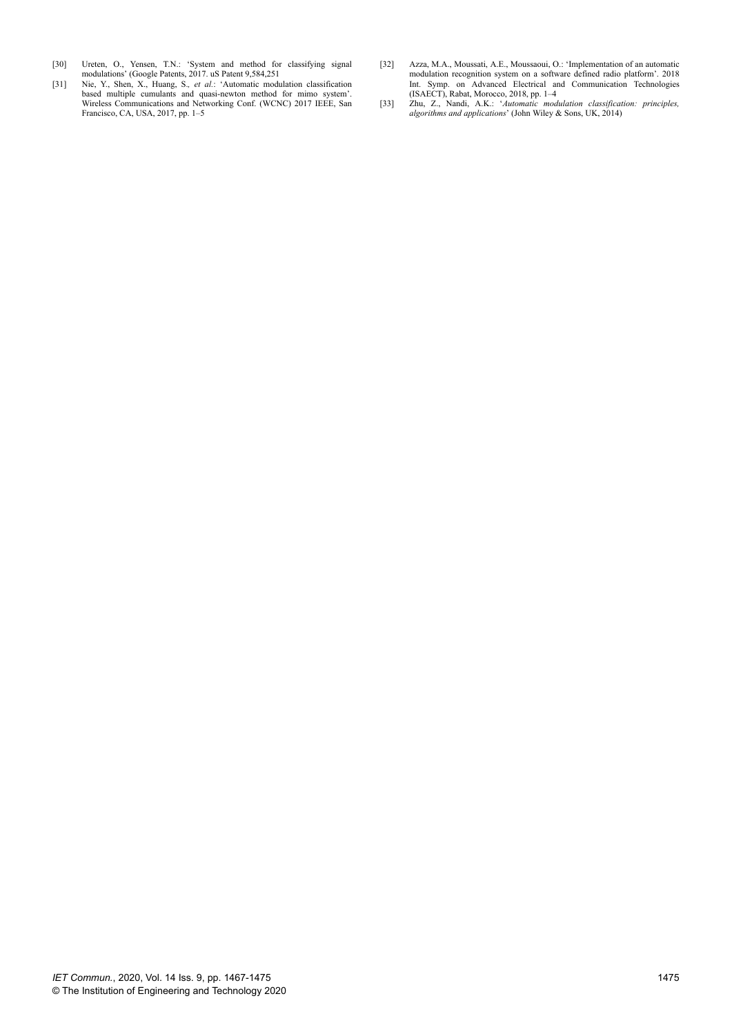[30] Ureten, O., Yensen, T.N.: 'System and method for classifying signal modulations' (Google Patents, 2017. uS Patent 9,584,251

[31] Nie, Y., Shen, X., Huang, S., *et al.*: 'Automatic modulation classification based multiple cumulants and quasi-newton method for mimo system'. Wireless Communications and Networking Conf. (WCNC) 2017 IEEE, San Francisco, CA, USA, 2017, pp. 1–5

[32] Azza, M.A., Moussati, A.E., Moussaoui, O.: 'Implementation of an automatic modulation recognition system on a software defined radio platform'. 2018 Int. Symp. on Advanced Electrical and Communication Technologies (ISAECT), Rabat, Morocco, 2018, pp. 1–4

[33] Zhu, Z., Nandi, A.K.: '*Automatic modulation classification: principles, algorithms and applications*' (John Wiley & Sons, UK, 2014)